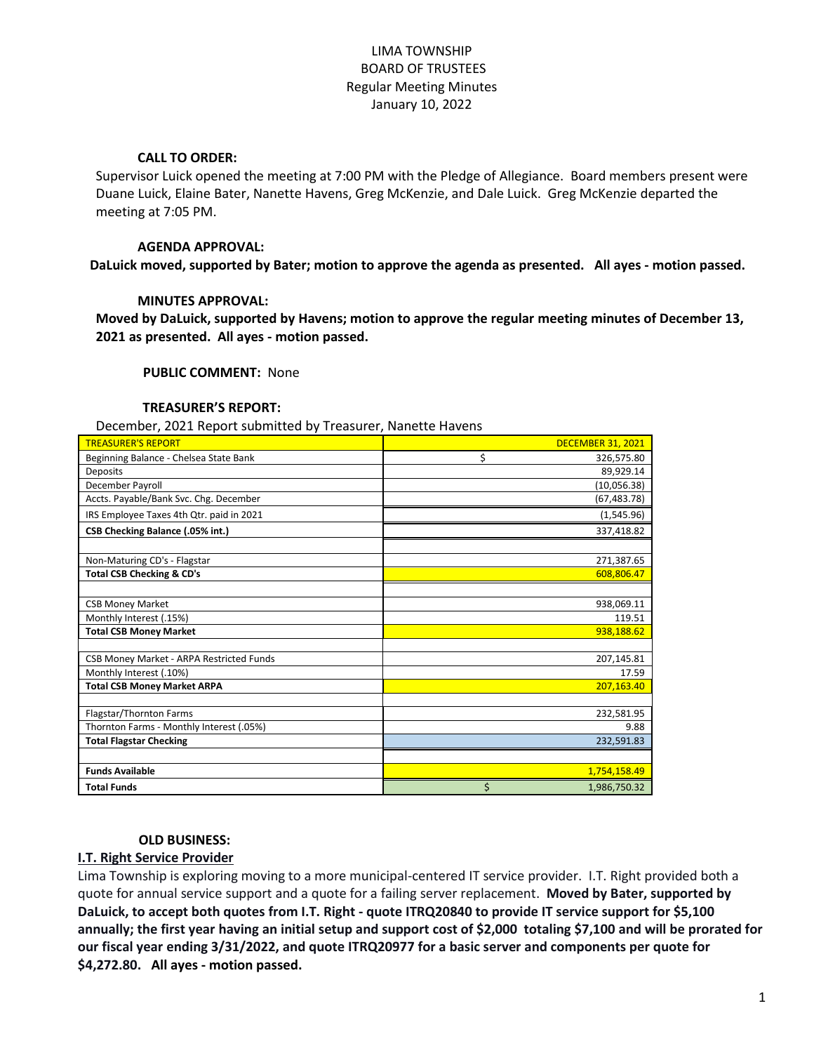LIMA TOWNSHIP
BOARD OF TRUSTEES
Regular Meeting Minutes
January 10, 2022

**CALL TO ORDER:**

Supervisor Luick opened the meeting at 7:00 PM with the Pledge of Allegiance. Board members present were Duane Luick, Elaine Bater, Nanette Havens, Greg McKenzie, and Dale Luick. Greg McKenzie departed the meeting at 7:05 PM.

**AGENDA APPROVAL:**

**DaLuick moved, supported by Bater; motion to approve the agenda as presented. All ayes - motion passed.**

**MINUTES APPROVAL:**

**Moved by DaLuick, supported by Havens; motion to approve the regular meeting minutes of December 13, 2021 as presented. All ayes - motion passed.**

**PUBLIC COMMENT:** None

**TREASURER'S REPORT:**

December, 2021 Report submitted by Treasurer, Nanette Havens

| TREASURER'S REPORT | DECEMBER 31, 2021 |
|---|---|
| Beginning Balance - Chelsea State Bank | $ 326,575.80 |
| Deposits | 89,929.14 |
| December Payroll | (10,056.38) |
| Accts. Payable/Bank Svc. Chg. December | (67,483.78) |
| IRS Employee Taxes 4th Qtr. paid in 2021 | (1,545.96) |
| **CSB Checking Balance (.05% int.)** | 337,418.82 |
| | |
| Non-Maturing CD's - Flagstar | 271,387.65 |
| **Total CSB Checking & CD's** | 608,806.47 |
| | |
| CSB Money Market | 938,069.11 |
| Monthly Interest (.15%) | 119.51 |
| **Total CSB Money Market** | 938,188.62 |
| | |
| CSB Money Market - ARPA Restricted Funds | 207,145.81 |
| Monthly Interest (.10%) | 17.59 |
| **Total CSB Money Market ARPA** | 207,163.40 |
| | |
| Flagstar/Thornton Farms | 232,581.95 |
| Thornton Farms - Monthly Interest (.05%) | 9.88 |
| **Total Flagstar Checking** | 232,591.83 |
| | |
| **Funds Available** | 1,754,158.49 |
| **Total Funds** | $ 1,986,750.32 |

**OLD BUSINESS:**

**I.T. Right Service Provider**

Lima Township is exploring moving to a more municipal-centered IT service provider. I.T. Right provided both a quote for annual service support and a quote for a failing server replacement. **Moved by Bater, supported by DaLuick, to accept both quotes from I.T. Right - quote ITRQ20840 to provide IT service support for $5,100 annually; the first year having an initial setup and support cost of $2,000 totaling $7,100 and will be prorated for our fiscal year ending 3/31/2022, and quote ITRQ20977 for a basic server and components per quote for $4,272.80. All ayes - motion passed.**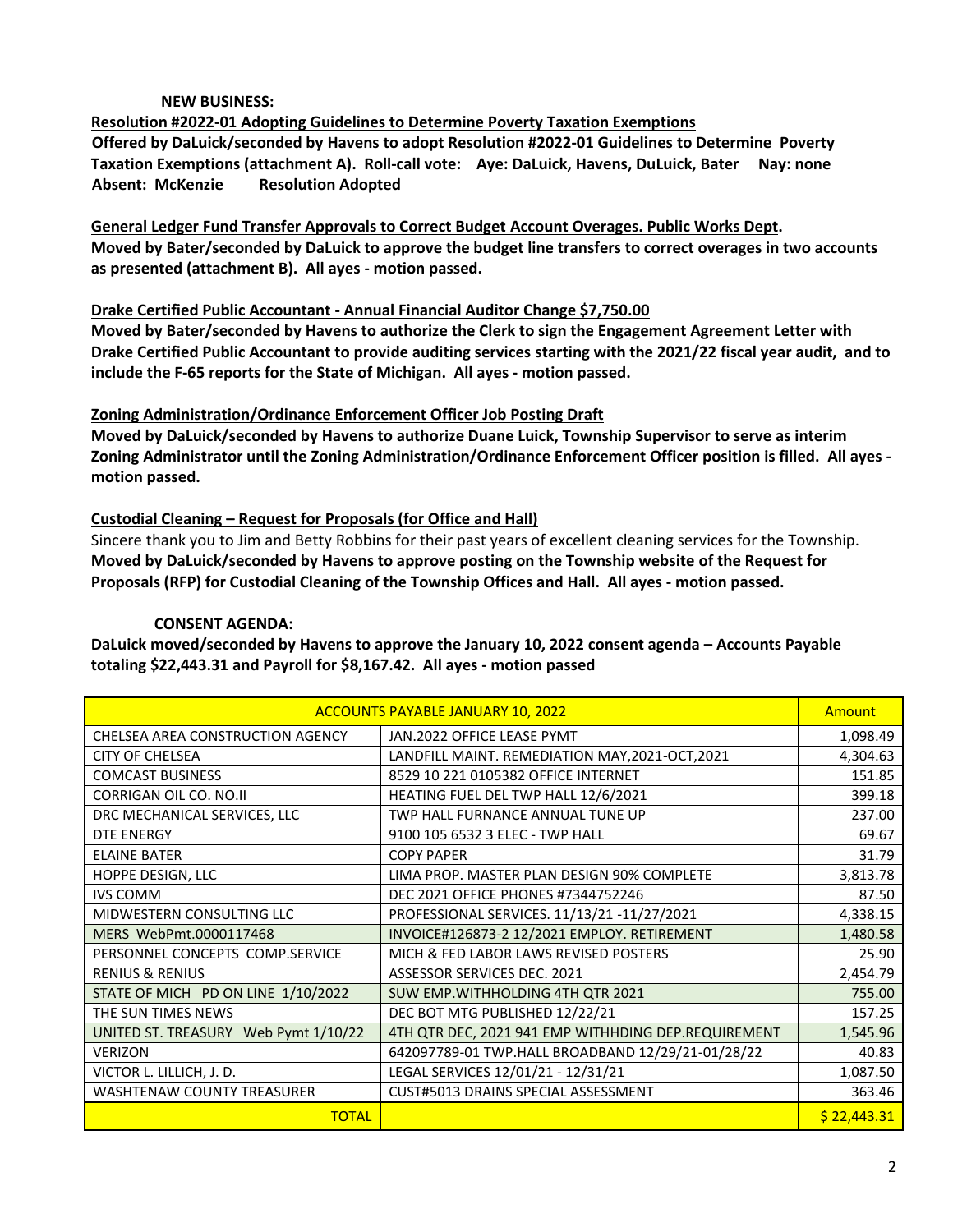**NEW BUSINESS:**

**Resolution #2022-01 Adopting Guidelines to Determine Poverty Taxation Exemptions**

**Offered by DaLuick/seconded by Havens to adopt Resolution #2022-01 Guidelines to Determine Poverty Taxation Exemptions (attachment A). Roll-call vote: Aye: DaLuick, Havens, DuLuick, Bater Nay: none Absent: McKenzie Resolution Adopted**

**General Ledger Fund Transfer Approvals to Correct Budget Account Overages. Public Works Dept.**

**Moved by Bater/seconded by DaLuick to approve the budget line transfers to correct overages in two accounts as presented (attachment B). All ayes - motion passed.**

**Drake Certified Public Accountant - Annual Financial Auditor Change $7,750.00**

**Moved by Bater/seconded by Havens to authorize the Clerk to sign the Engagement Agreement Letter with Drake Certified Public Accountant to provide auditing services starting with the 2021/22 fiscal year audit, and to include the F-65 reports for the State of Michigan. All ayes - motion passed.**

**Zoning Administration/Ordinance Enforcement Officer Job Posting Draft**

**Moved by DaLuick/seconded by Havens to authorize Duane Luick, Township Supervisor to serve as interim Zoning Administrator until the Zoning Administration/Ordinance Enforcement Officer position is filled. All ayes - motion passed.**

**Custodial Cleaning – Request for Proposals (for Office and Hall)**

Sincere thank you to Jim and Betty Robbins for their past years of excellent cleaning services for the Township.
**Moved by DaLuick/seconded by Havens to approve posting on the Township website of the Request for Proposals (RFP) for Custodial Cleaning of the Township Offices and Hall. All ayes - motion passed.**

**CONSENT AGENDA:**

**DaLuick moved/seconded by Havens to approve the January 10, 2022 consent agenda – Accounts Payable totaling $22,443.31 and Payroll for $8,167.42. All ayes - motion passed**

| ACCOUNTS PAYABLE JANUARY 10, 2022 | | Amount |
|---|---|---|
| CHELSEA AREA CONSTRUCTION AGENCY | JAN.2022 OFFICE LEASE PYMT | 1,098.49 |
| CITY OF CHELSEA | LANDFILL MAINT. REMEDIATION MAY,2021-OCT,2021 | 4,304.63 |
| COMCAST BUSINESS | 8529 10 221 0105382 OFFICE INTERNET | 151.85 |
| CORRIGAN OIL CO. NO.II | HEATING FUEL DEL TWP HALL 12/6/2021 | 399.18 |
| DRC MECHANICAL SERVICES, LLC | TWP HALL FURNANCE ANNUAL TUNE UP | 237.00 |
| DTE ENERGY | 9100 105 6532 3 ELEC - TWP HALL | 69.67 |
| ELAINE BATER | COPY PAPER | 31.79 |
| HOPPE DESIGN, LLC | LIMA PROP. MASTER PLAN DESIGN 90% COMPLETE | 3,813.78 |
| IVS COMM | DEC 2021 OFFICE PHONES #7344752246 | 87.50 |
| MIDWESTERN CONSULTING LLC | PROFESSIONAL SERVICES. 11/13/21 -11/27/2021 | 4,338.15 |
| MERS WebPmt.0000117468 | INVOICE#126873-2 12/2021 EMPLOY. RETIREMENT | 1,480.58 |
| PERSONNEL CONCEPTS COMP.SERVICE | MICH & FED LABOR LAWS REVISED POSTERS | 25.90 |
| RENIUS & RENIUS | ASSESSOR SERVICES DEC. 2021 | 2,454.79 |
| STATE OF MICH PD ON LINE 1/10/2022 | SUW EMP.WITHHOLDING 4TH QTR 2021 | 755.00 |
| THE SUN TIMES NEWS | DEC BOT MTG PUBLISHED 12/22/21 | 157.25 |
| UNITED ST. TREASURY Web Pymt 1/10/22 | 4TH QTR DEC, 2021 941 EMP WITHHDING DEP.REQUIREMENT | 1,545.96 |
| VERIZON | 642097789-01 TWP.HALL BROADBAND 12/29/21-01/28/22 | 40.83 |
| VICTOR L. LILLICH, J. D. | LEGAL SERVICES 12/01/21 - 12/31/21 | 1,087.50 |
| WASHTENAW COUNTY TREASURER | CUST#5013 DRAINS SPECIAL ASSESSMENT | 363.46 |
| TOTAL | | $ 22,443.31 |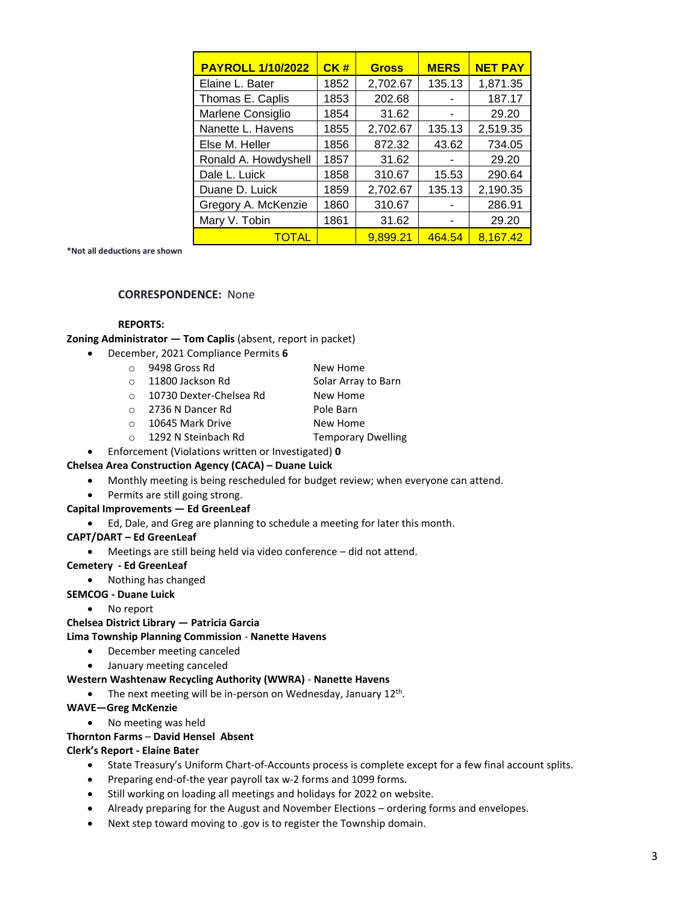| PAYROLL 1/10/2022 | CK # | Gross | MERS | NET PAY |
|---|---|---|---|---|
| Elaine L. Bater | 1852 | 2,702.67 | 135.13 | 1,871.35 |
| Thomas E. Caplis | 1853 | 202.68 | - | 187.17 |
| Marlene Consiglio | 1854 | 31.62 | - | 29.20 |
| Nanette L. Havens | 1855 | 2,702.67 | 135.13 | 2,519.35 |
| Else M. Heller | 1856 | 872.32 | 43.62 | 734.05 |
| Ronald A. Howdyshell | 1857 | 31.62 | - | 29.20 |
| Dale L. Luick | 1858 | 310.67 | 15.53 | 290.64 |
| Duane D. Luick | 1859 | 2,702.67 | 135.13 | 2,190.35 |
| Gregory A. McKenzie | 1860 | 310.67 | - | 286.91 |
| Mary V. Tobin | 1861 | 31.62 | - | 29.20 |
| TOTAL | | 9,899.21 | 464.54 | 8,167.42 |

**\*Not all deductions are shown**

**CORRESPONDENCE:** None

**REPORTS:**

**Zoning Administrator — Tom Caplis** (absent, report in packet)

- December, 2021 Compliance Permits **6**
  - 9498 Gross Rd — New Home
  - 11800 Jackson Rd — Solar Array to Barn
  - 10730 Dexter-Chelsea Rd — New Home
  - 2736 N Dancer Rd — Pole Barn
  - 10645 Mark Drive — New Home
  - 1292 N Steinbach Rd — Temporary Dwelling
- Enforcement (Violations written or Investigated) **0**

**Chelsea Area Construction Agency (CACA) – Duane Luick**

- Monthly meeting is being rescheduled for budget review; when everyone can attend.
- Permits are still going strong.

**Capital Improvements — Ed GreenLeaf**

- Ed, Dale, and Greg are planning to schedule a meeting for later this month.

**CAPT/DART – Ed GreenLeaf**

- Meetings are still being held via video conference – did not attend.

**Cemetery - Ed GreenLeaf**

- Nothing has changed

**SEMCOG - Duane Luick**

- No report

**Chelsea District Library — Patricia Garcia**

**Lima Township Planning Commission - Nanette Havens**

- December meeting canceled
- January meeting canceled

**Western Washtenaw Recycling Authority (WWRA) - Nanette Havens**

- The next meeting will be in-person on Wednesday, January 12th.

**WAVE—Greg McKenzie**

- No meeting was held

**Thornton Farms – David Hensel Absent**

**Clerk's Report - Elaine Bater**

- State Treasury's Uniform Chart-of-Accounts process is complete except for a few final account splits.
- Preparing end-of-the year payroll tax w-2 forms and 1099 forms.
- Still working on loading all meetings and holidays for 2022 on website.
- Already preparing for the August and November Elections – ordering forms and envelopes.
- Next step toward moving to .gov is to register the Township domain.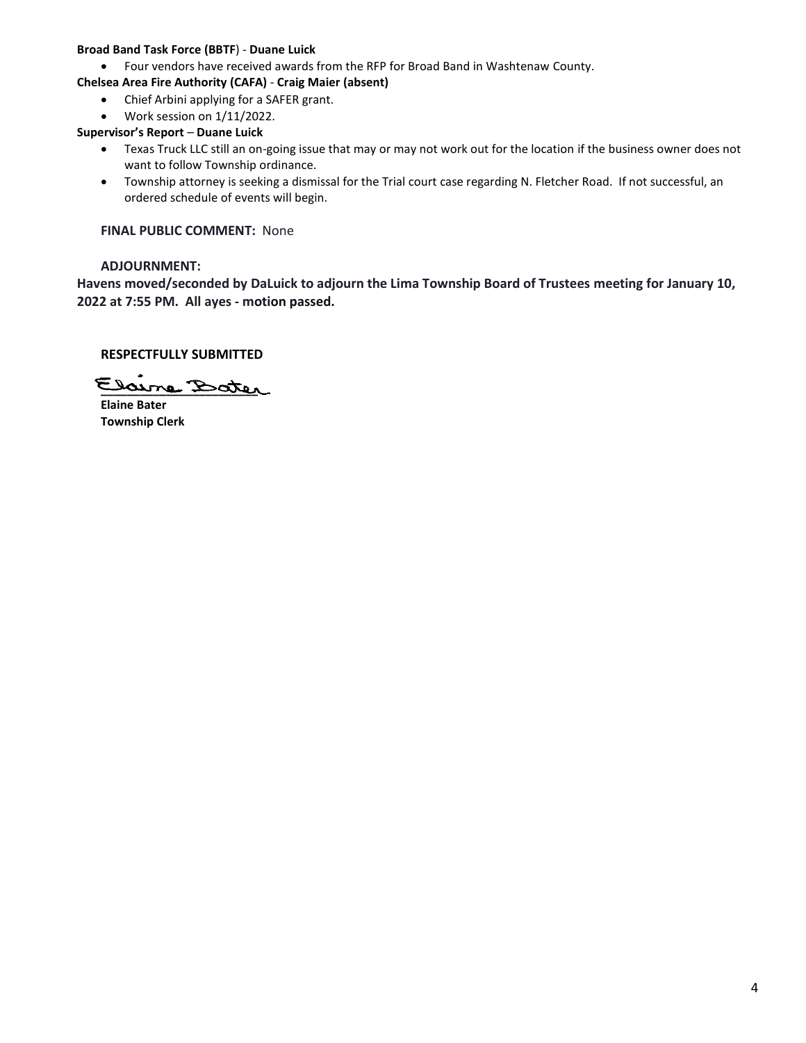**Broad Band Task Force (BBTF**) - **Duane Luick**

- Four vendors have received awards from the RFP for Broad Band in Washtenaw County.

**Chelsea Area Fire Authority (CAFA)** - **Craig Maier (absent)**

- Chief Arbini applying for a SAFER grant.
- Work session on 1/11/2022.

**Supervisor's Report** – **Duane Luick**

- Texas Truck LLC still an on-going issue that may or may not work out for the location if the business owner does not want to follow Township ordinance.
- Township attorney is seeking a dismissal for the Trial court case regarding N. Fletcher Road. If not successful, an ordered schedule of events will begin.

**FINAL PUBLIC COMMENT:** None

**ADJOURNMENT:**

**Havens moved/seconded by DaLuick to adjourn the Lima Township Board of Trustees meeting for January 10, 2022 at 7:55 PM. All ayes - motion passed.**

**RESPECTFULLY SUBMITTED**

Elaine Bater

**Elaine Bater**
**Township Clerk**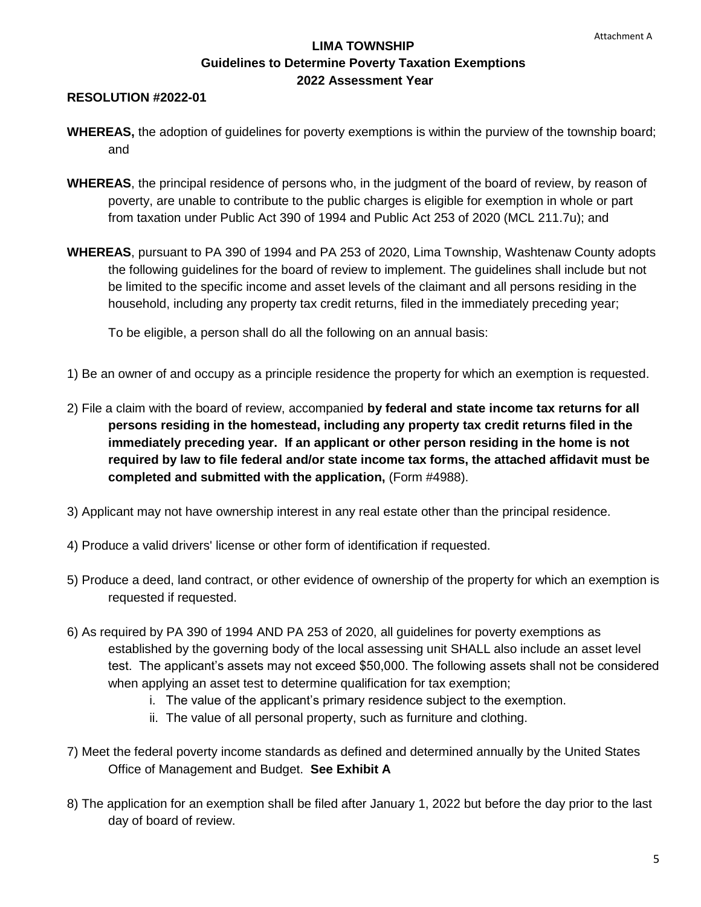Attachment A

# LIMA TOWNSHIP
## Guidelines to Determine Poverty Taxation Exemptions
## 2022 Assessment Year

**RESOLUTION #2022-01**

**WHEREAS,** the adoption of guidelines for poverty exemptions is within the purview of the township board; and

**WHEREAS**, the principal residence of persons who, in the judgment of the board of review, by reason of poverty, are unable to contribute to the public charges is eligible for exemption in whole or part from taxation under Public Act 390 of 1994 and Public Act 253 of 2020 (MCL 211.7u); and

**WHEREAS**, pursuant to PA 390 of 1994 and PA 253 of 2020, Lima Township, Washtenaw County adopts the following guidelines for the board of review to implement. The guidelines shall include but not be limited to the specific income and asset levels of the claimant and all persons residing in the household, including any property tax credit returns, filed in the immediately preceding year;

To be eligible, a person shall do all the following on an annual basis:

1) Be an owner of and occupy as a principle residence the property for which an exemption is requested.

2) File a claim with the board of review, accompanied **by federal and state income tax returns for all persons residing in the homestead, including any property tax credit returns filed in the immediately preceding year. If an applicant or other person residing in the home is not required by law to file federal and/or state income tax forms, the attached affidavit must be completed and submitted with the application,** (Form #4988).

3) Applicant may not have ownership interest in any real estate other than the principal residence.

4) Produce a valid drivers' license or other form of identification if requested.

5) Produce a deed, land contract, or other evidence of ownership of the property for which an exemption is requested if requested.

6) As required by PA 390 of 1994 AND PA 253 of 2020, all guidelines for poverty exemptions as established by the governing body of the local assessing unit SHALL also include an asset level test. The applicant's assets may not exceed $50,000. The following assets shall not be considered when applying an asset test to determine qualification for tax exemption;
   i. The value of the applicant's primary residence subject to the exemption.
   ii. The value of all personal property, such as furniture and clothing.

7) Meet the federal poverty income standards as defined and determined annually by the United States Office of Management and Budget. **See Exhibit A**

8) The application for an exemption shall be filed after January 1, 2022 but before the day prior to the last day of board of review.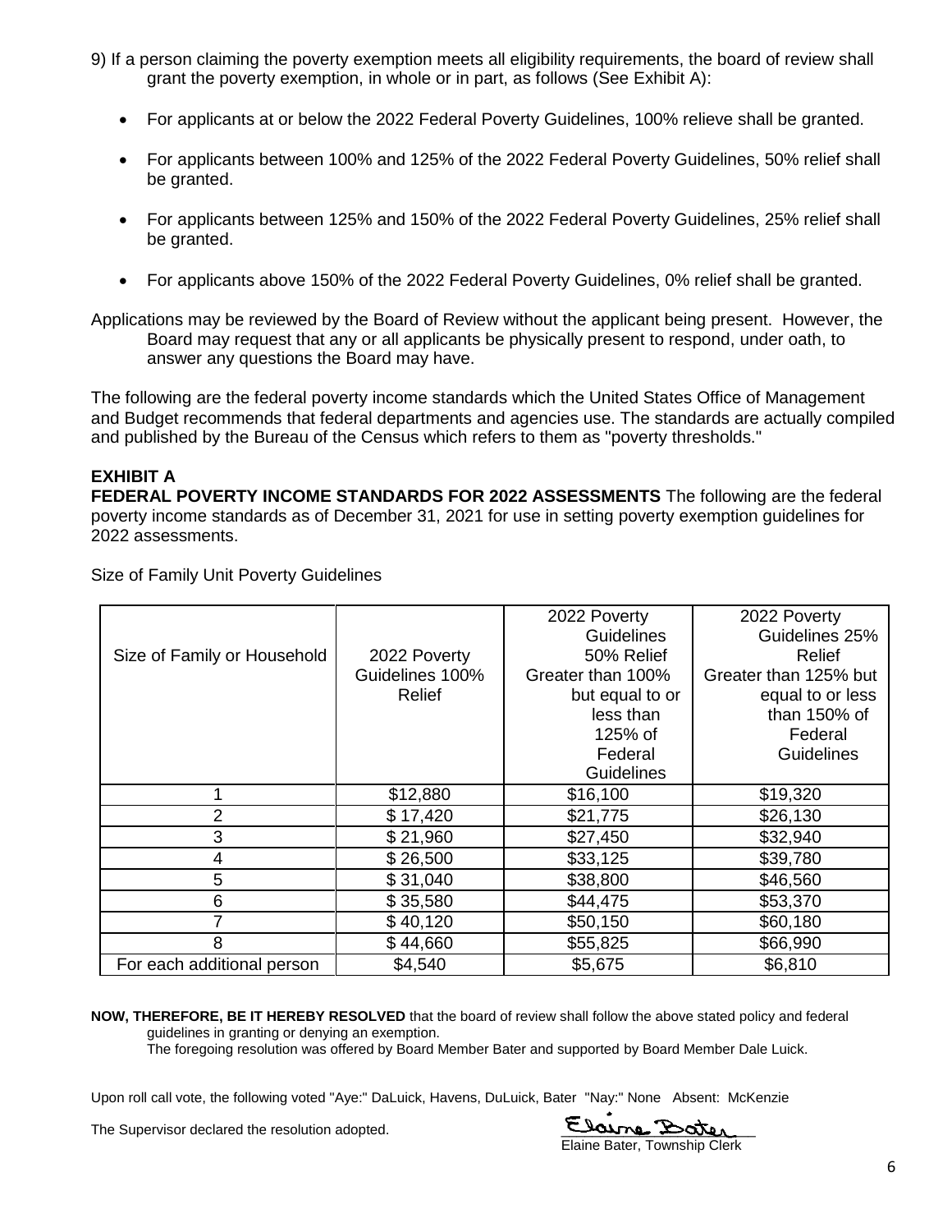9) If a person claiming the poverty exemption meets all eligibility requirements, the board of review shall grant the poverty exemption, in whole or in part, as follows (See Exhibit A):

- For applicants at or below the 2022 Federal Poverty Guidelines, 100% relieve shall be granted.
- For applicants between 100% and 125% of the 2022 Federal Poverty Guidelines, 50% relief shall be granted.
- For applicants between 125% and 150% of the 2022 Federal Poverty Guidelines, 25% relief shall be granted.
- For applicants above 150% of the 2022 Federal Poverty Guidelines, 0% relief shall be granted.

Applications may be reviewed by the Board of Review without the applicant being present. However, the Board may request that any or all applicants be physically present to respond, under oath, to answer any questions the Board may have.

The following are the federal poverty income standards which the United States Office of Management and Budget recommends that federal departments and agencies use. The standards are actually compiled and published by the Bureau of the Census which refers to them as "poverty thresholds."

**EXHIBIT A**
**FEDERAL POVERTY INCOME STANDARDS FOR 2022 ASSESSMENTS** The following are the federal poverty income standards as of December 31, 2021 for use in setting poverty exemption guidelines for 2022 assessments.

Size of Family Unit Poverty Guidelines

| Size of Family or Household | 2022 Poverty Guidelines 100% Relief | 2022 Poverty Guidelines 50% Relief Greater than 100% but equal to or less than 125% of Federal Guidelines | 2022 Poverty Guidelines 25% Relief Greater than 125% but equal to or less than 150% of Federal Guidelines |
|---|---|---|---|
| 1 | $12,880 | $16,100 | $19,320 |
| 2 | $ 17,420 | $21,775 | $26,130 |
| 3 | $ 21,960 | $27,450 | $32,940 |
| 4 | $ 26,500 | $33,125 | $39,780 |
| 5 | $ 31,040 | $38,800 | $46,560 |
| 6 | $ 35,580 | $44,475 | $53,370 |
| 7 | $ 40,120 | $50,150 | $60,180 |
| 8 | $ 44,660 | $55,825 | $66,990 |
| For each additional person | $4,540 | $5,675 | $6,810 |

**NOW, THEREFORE, BE IT HEREBY RESOLVED** that the board of review shall follow the above stated policy and federal guidelines in granting or denying an exemption.
The foregoing resolution was offered by Board Member Bater and supported by Board Member Dale Luick.

Upon roll call vote, the following voted "Aye:" DaLuick, Havens, DuLuick, Bater "Nay:" None Absent: McKenzie

The Supervisor declared the resolution adopted.

Elaine Bater
Elaine Bater, Township Clerk